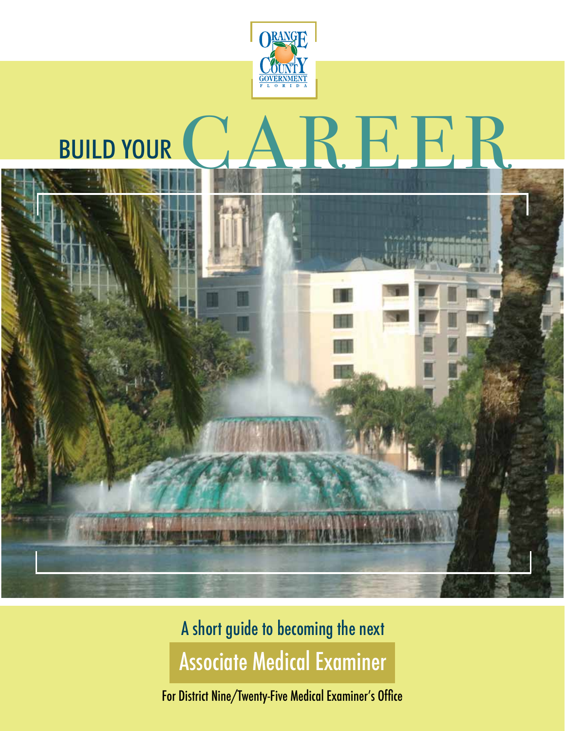ORANGE COUNTY GOVERNMENT
FLORIDA

# BUILD YOUR CAREER

A short guide to becoming the next

## Associate Medical Examiner

For District Nine/Twenty-Five Medical Examiner's Office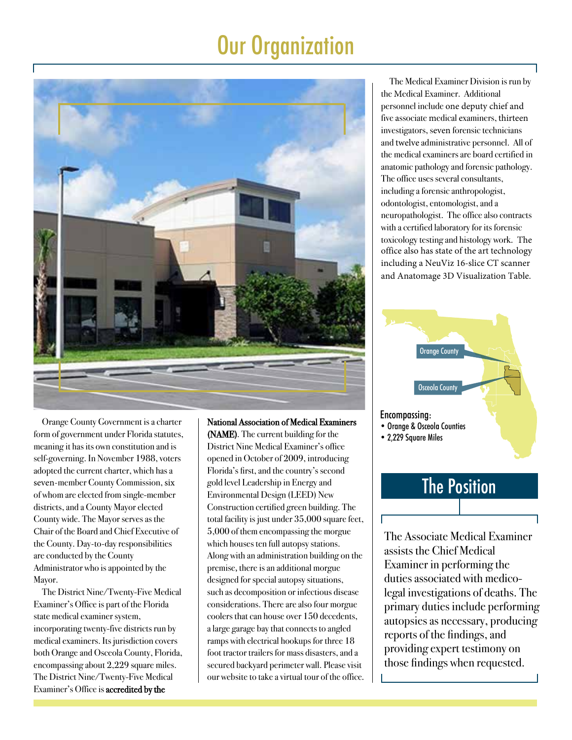# Our Organization

Orange County Government is a charter form of government under Florida statutes, meaning it has its own constitution and is self-governing. In November 1988, voters adopted the current charter, which has a seven-member County Commission, six of whom are elected from single-member districts, and a County Mayor elected County wide. The Mayor serves as the Chair of the Board and Chief Executive of the County. Day-to-day responsibilities are conducted by the County Administrator who is appointed by the Mayor.

The District Nine/Twenty-Five Medical Examiner's Office is part of the Florida state medical examiner system, incorporating twenty-five districts run by medical examiners. Its jurisdiction covers both Orange and Osceola County, Florida, encompassing about 2,229 square miles. The District Nine/Twenty-Five Medical Examiner's Office is **accredited by the National Association of Medical Examiners (NAME)**. The current building for the District Nine Medical Examiner's office opened in October of 2009, introducing Florida's first, and the country's second gold level Leadership in Energy and Environmental Design (LEED) New Construction certified green building. The total facility is just under 35,000 square feet, 5,000 of them encompassing the morgue which houses ten full autopsy stations. Along with an administration building on the premise, there is an additional morgue designed for special autopsy situations, such as decomposition or infectious disease considerations. There are also four morgue coolers that can house over 150 decedents, a large garage bay that connects to angled ramps with electrical hookups for three 18 foot tractor trailers for mass disasters, and a secured backyard perimeter wall. Please visit our website to take a virtual tour of the office.

The Medical Examiner Division is run by the Medical Examiner. Additional personnel include one deputy chief and five associate medical examiners, thirteen investigators, seven forensic technicians and twelve administrative personnel. All of the medical examiners are board certified in anatomic pathology and forensic pathology. The office uses several consultants, including a forensic anthropologist, odontologist, entomologist, and a neuropathologist. The office also contracts with a certified laboratory for its forensic toxicology testing and histology work. The office also has state of the art technology including a NeuViz 16-slice CT scanner and Anatomage 3D Visualization Table.

Orange County

Osceola County

Encompassing:

- Orange & Osceola Counties
- 2,229 Square Miles

## The Position

The Associate Medical Examiner assists the Chief Medical Examiner in performing the duties associated with medico-legal investigations of deaths. The primary duties include performing autopsies as necessary, producing reports of the findings, and providing expert testimony on those findings when requested.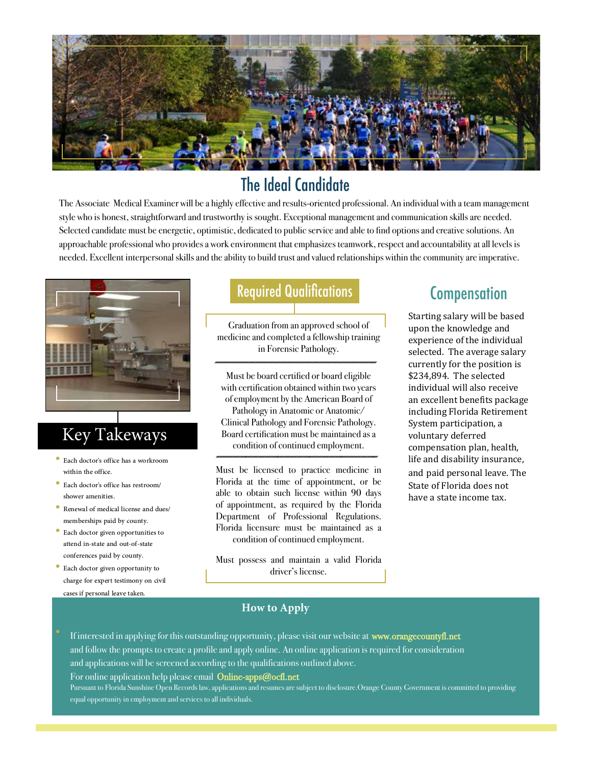## The Ideal Candidate

The Associate Medical Examiner will be a highly effective and results-oriented professional. An individual with a team management style who is honest, straightforward and trustworthy is sought. Exceptional management and communication skills are needed. Selected candidate must be energetic, optimistic, dedicated to public service and able to find options and creative solutions. An approachable professional who provides a work environment that emphasizes teamwork, respect and accountability at all levels is needed. Excellent interpersonal skills and the ability to build trust and valued relationships within the community are imperative.

## Key Takeways

- Each doctor's office has a workroom within the office.
- Each doctor's office has restroom/ shower amenities.
- Renewal of medical license and dues/ memberships paid by county.
- Each doctor given opportunities to attend in-state and out-of-state conferences paid by county.
- Each doctor given opportunity to charge for expert testimony on civil cases if personal leave taken.

## Required Qualifications

Graduation from an approved school of medicine and completed a fellowship training in Forensic Pathology.

Must be board certified or board eligible with certification obtained within two years of employment by the American Board of Pathology in Anatomic or Anatomic/ Clinical Pathology and Forensic Pathology. Board certification must be maintained as a condition of continued employment.

Must be licensed to practice medicine in Florida at the time of appointment, or be able to obtain such license within 90 days of appointment, as required by the Florida Department of Professional Regulations. Florida licensure must be maintained as a condition of continued employment.

Must possess and maintain a valid Florida driver's license.

## Compensation

Starting salary will be based upon the knowledge and experience of the individual selected. The average salary currently for the position is $234,894. The selected individual will also receive an excellent benefits package including Florida Retirement System participation, a voluntary deferred compensation plan, health, life and disability insurance, and paid personal leave. The State of Florida does not have a state income tax.

### How to Apply

- If interested in applying for this outstanding opportunity, please visit our website at www.orangecountyfl.net and follow the prompts to create a profile and apply online. An online application is required for consideration and applications will be screened according to the qualifications outlined above.

  For online application help please email Online-apps@ocfl.net

Pursuant to Florida Sunshine Open Records law, applications and resumes are subject to disclosure. Orange County Government is committed to providing equal opportunity in employment and services to all individuals.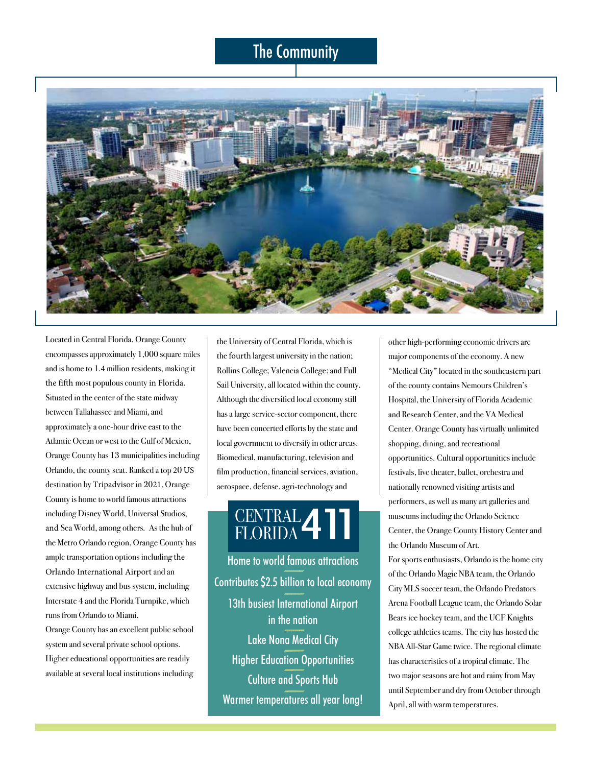# The Community

Located in Central Florida, Orange County encompasses approximately 1,000 square miles and is home to 1.4 million residents, making it the fifth most populous county in Florida. Situated in the center of the state midway between Tallahassee and Miami, and approximately a one-hour drive east to the Atlantic Ocean or west to the Gulf of Mexico, Orange County has 13 municipalities including Orlando, the county seat. Ranked a top 20 US destination by Tripadvisor in 2021, Orange County is home to world famous attractions including Disney World, Universal Studios, and Sea World, among others. As the hub of the Metro Orlando region, Orange County has ample transportation options including the Orlando International Airport and an extensive highway and bus system, including Interstate 4 and the Florida Turnpike, which runs from Orlando to Miami.

Orange County has an excellent public school system and several private school options. Higher educational opportunities are readily available at several local institutions including the University of Central Florida, which is the fourth largest university in the nation; Rollins College; Valencia College; and Full Sail University, all located within the county. Although the diversified local economy still has a large service-sector component, there have been concerted efforts by the state and local government to diversify in other areas. Biomedical, manufacturing, television and film production, financial services, aviation, aerospace, defense, agri-technology and other high-performing economic drivers are major components of the economy. A new "Medical City" located in the southeastern part of the county contains Nemours Children's Hospital, the University of Florida Academic and Research Center, and the VA Medical Center. Orange County has virtually unlimited shopping, dining, and recreational opportunities. Cultural opportunities include festivals, live theater, ballet, orchestra and nationally renowned visiting artists and performers, as well as many art galleries and museums including the Orlando Science Center, the Orange County History Center and the Orlando Museum of Art.

For sports enthusiasts, Orlando is the home city of the Orlando Magic NBA team, the Orlando City MLS soccer team, the Orlando Predators Arena Football League team, the Orlando Solar Bears ice hockey team, and the UCF Knights college athletics teams. The city has hosted the NBA All-Star Game twice. The regional climate has characteristics of a tropical climate. The two major seasons are hot and rainy from May until September and dry from October through April, all with warm temperatures.

## CENTRAL FLORIDA 411

- Home to world famous attractions
- Contributes $2.5 billion to local economy
- 13th busiest International Airport in the nation
- Lake Nona Medical City
- Higher Education Opportunities
- Culture and Sports Hub
- Warmer temperatures all year long!